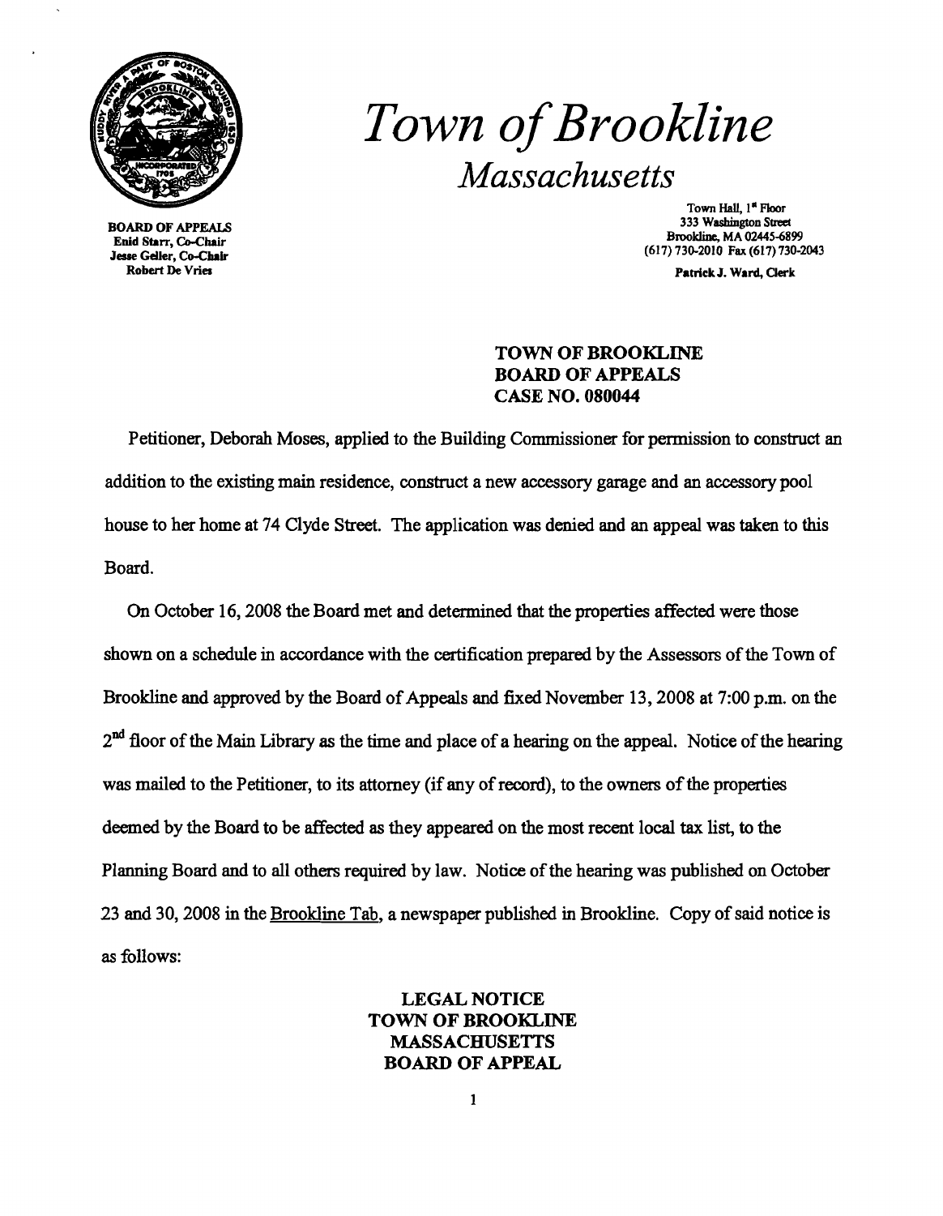# *Town of Brookline*
## *Massachusetts*

BOARD OF APPEALS
Enid Starr, Co-Chair
Jesse Geller, Co-Chair
Robert De Vries

Town Hall, 1st Floor
333 Washington Street
Brookline, MA 02445-6899
(617) 730-2010 Fax (617) 730-2043

Patrick J. Ward, Clerk

**TOWN OF BROOKLINE**
**BOARD OF APPEALS**
**CASE NO. 080044**

Petitioner, Deborah Moses, applied to the Building Commissioner for permission to construct an addition to the existing main residence, construct a new accessory garage and an accessory pool house to her home at 74 Clyde Street. The application was denied and an appeal was taken to this Board.

On October 16, 2008 the Board met and determined that the properties affected were those shown on a schedule in accordance with the certification prepared by the Assessors of the Town of Brookline and approved by the Board of Appeals and fixed November 13, 2008 at 7:00 p.m. on the 2nd floor of the Main Library as the time and place of a hearing on the appeal. Notice of the hearing was mailed to the Petitioner, to its attorney (if any of record), to the owners of the properties deemed by the Board to be affected as they appeared on the most recent local tax list, to the Planning Board and to all others required by law. Notice of the hearing was published on October 23 and 30, 2008 in the Brookline Tab, a newspaper published in Brookline. Copy of said notice is as follows:

**LEGAL NOTICE**
**TOWN OF BROOKLINE**
**MASSACHUSETTS**
**BOARD OF APPEAL**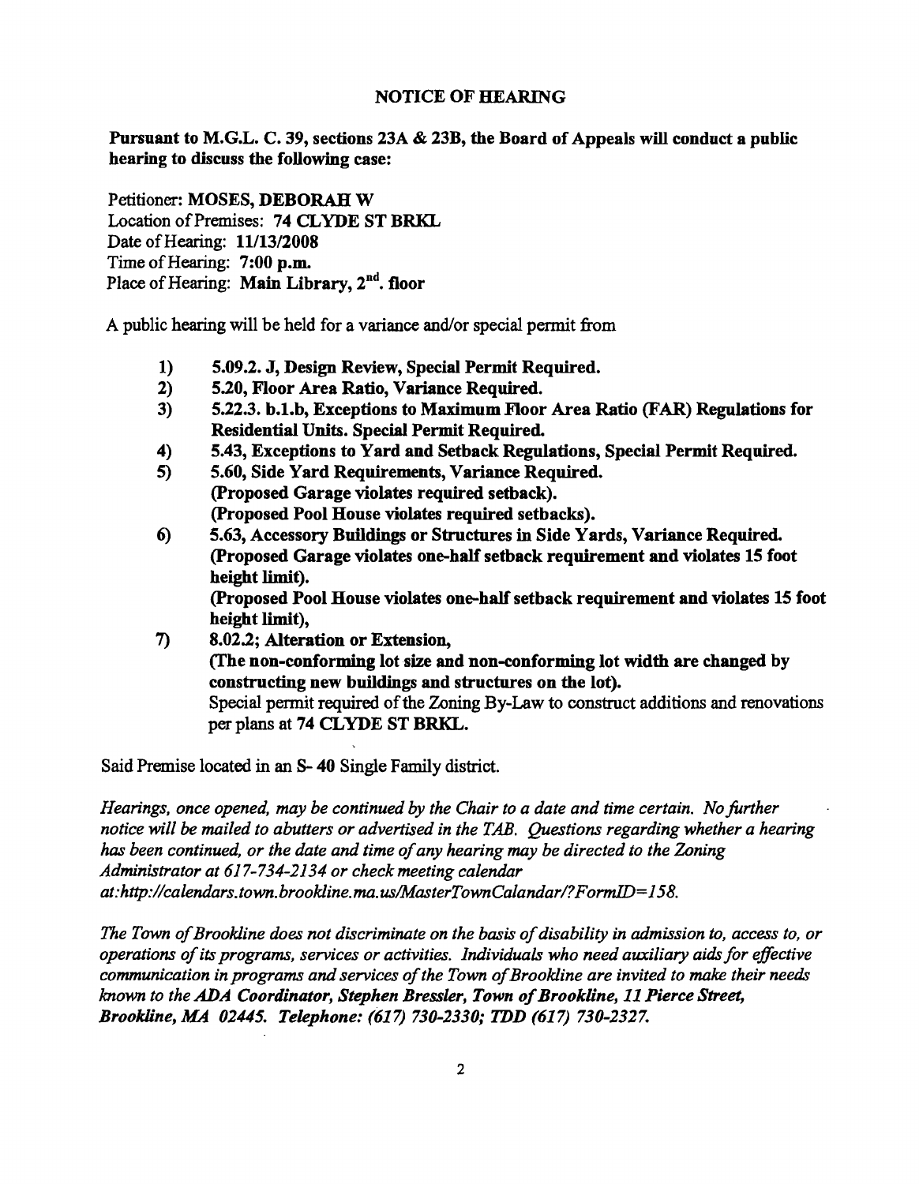## NOTICE OF HEARING

**Pursuant to M.G.L. C. 39, sections 23A & 23B, the Board of Appeals will conduct a public hearing to discuss the following case:**

Petitioner: **MOSES, DEBORAH W**
Location of Premises: **74 CLYDE ST BRKL**
Date of Hearing: **11/13/2008**
Time of Hearing: **7:00 p.m.**
Place of Hearing: **Main Library, 2nd. floor**

A public hearing will be held for a variance and/or special permit from

1) **5.09.2. J, Design Review, Special Permit Required.**
2) **5.20, Floor Area Ratio, Variance Required.**
3) **5.22.3. b.1.b, Exceptions to Maximum Floor Area Ratio (FAR) Regulations for Residential Units. Special Permit Required.**
4) **5.43, Exceptions to Yard and Setback Regulations, Special Permit Required.**
5) **5.60, Side Yard Requirements, Variance Required.**
   **(Proposed Garage violates required setback).**
   **(Proposed Pool House violates required setbacks).**
6) **5.63, Accessory Buildings or Structures in Side Yards, Variance Required.**
   **(Proposed Garage violates one-half setback requirement and violates 15 foot height limit).**
   **(Proposed Pool House violates one-half setback requirement and violates 15 foot height limit),**
7) **8.02.2; Alteration or Extension,**
   **(The non-conforming lot size and non-conforming lot width are changed by constructing new buildings and structures on the lot).**
   Special permit required of the Zoning By-Law to construct additions and renovations per plans at **74 CLYDE ST BRKL.**

Said Premise located in an S- 40 Single Family district.

*Hearings, once opened, may be continued by the Chair to a date and time certain. No further notice will be mailed to abutters or advertised in the TAB. Questions regarding whether a hearing has been continued, or the date and time of any hearing may be directed to the Zoning Administrator at 617-734-2134 or check meeting calendar at:http://calendars.town.brookline.ma.us/MasterTownCalandar/?FormID=158.*

*The Town of Brookline does not discriminate on the basis of disability in admission to, access to, or operations of its programs, services or activities. Individuals who need auxiliary aids for effective communication in programs and services of the Town of Brookline are invited to make their needs known to the* ***ADA Coordinator, Stephen Bressler, Town of Brookline, 11 Pierce Street, Brookline, MA 02445. Telephone: (617) 730-2330; TDD (617) 730-2327.***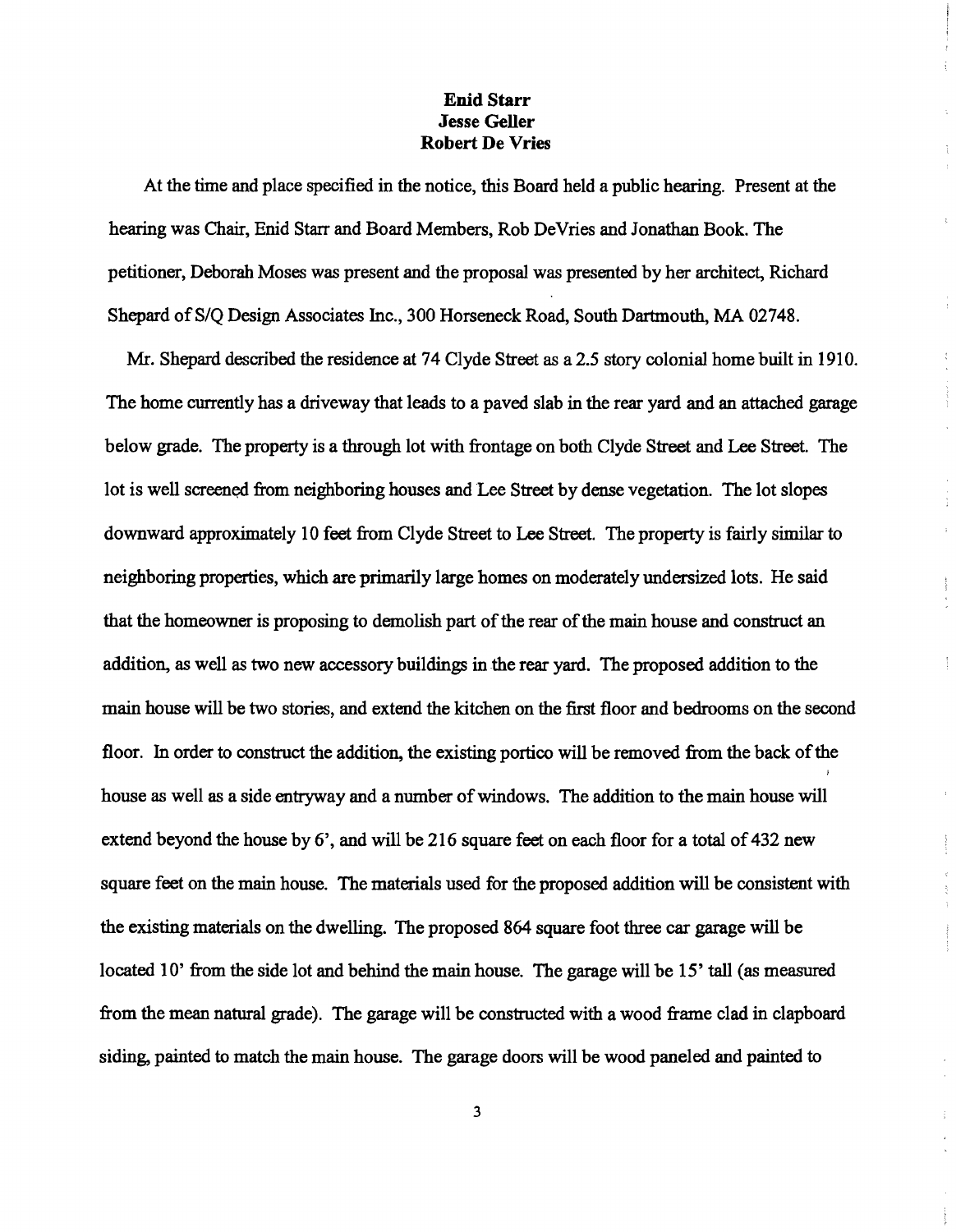**Enid Starr**
**Jesse Geller**
**Robert De Vries**

At the time and place specified in the notice, this Board held a public hearing. Present at the hearing was Chair, Enid Starr and Board Members, Rob DeVries and Jonathan Book. The petitioner, Deborah Moses was present and the proposal was presented by her architect, Richard Shepard of S/Q Design Associates Inc., 300 Horseneck Road, South Dartmouth, MA 02748.

Mr. Shepard described the residence at 74 Clyde Street as a 2.5 story colonial home built in 1910. The home currently has a driveway that leads to a paved slab in the rear yard and an attached garage below grade. The property is a through lot with frontage on both Clyde Street and Lee Street. The lot is well screened from neighboring houses and Lee Street by dense vegetation. The lot slopes downward approximately 10 feet from Clyde Street to Lee Street. The property is fairly similar to neighboring properties, which are primarily large homes on moderately undersized lots. He said that the homeowner is proposing to demolish part of the rear of the main house and construct an addition, as well as two new accessory buildings in the rear yard. The proposed addition to the main house will be two stories, and extend the kitchen on the first floor and bedrooms on the second floor. In order to construct the addition, the existing portico will be removed from the back of the house as well as a side entryway and a number of windows. The addition to the main house will extend beyond the house by 6', and will be 216 square feet on each floor for a total of 432 new square feet on the main house. The materials used for the proposed addition will be consistent with the existing materials on the dwelling. The proposed 864 square foot three car garage will be located 10' from the side lot and behind the main house. The garage will be 15' tall (as measured from the mean natural grade). The garage will be constructed with a wood frame clad in clapboard siding, painted to match the main house. The garage doors will be wood paneled and painted to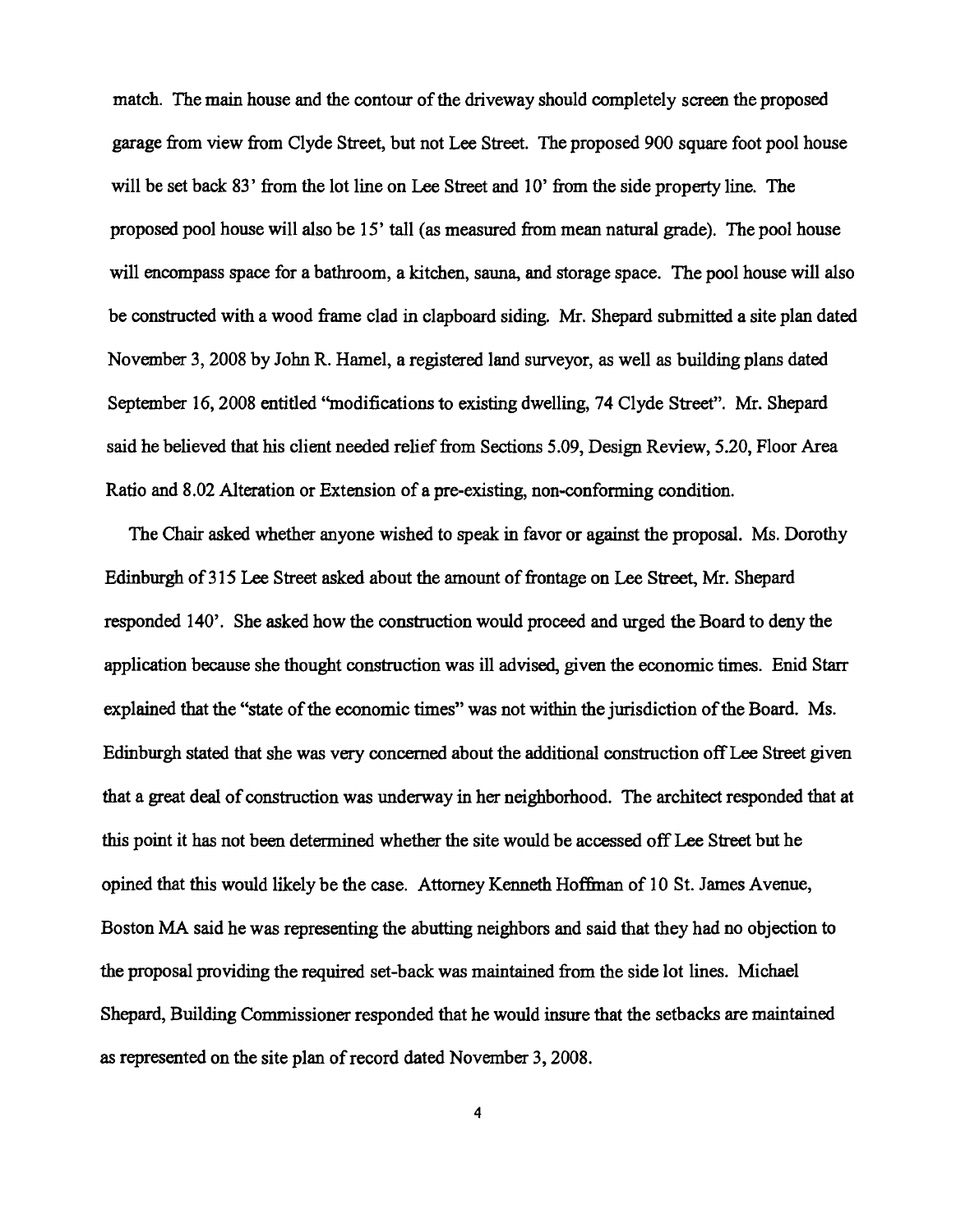match. The main house and the contour of the driveway should completely screen the proposed garage from view from Clyde Street, but not Lee Street. The proposed 900 square foot pool house will be set back 83' from the lot line on Lee Street and 10' from the side property line. The proposed pool house will also be 15' tall (as measured from mean natural grade). The pool house will encompass space for a bathroom, a kitchen, sauna, and storage space. The pool house will also be constructed with a wood frame clad in clapboard siding. Mr. Shepard submitted a site plan dated November 3, 2008 by John R. Hamel, a registered land surveyor, as well as building plans dated September 16, 2008 entitled "modifications to existing dwelling, 74 Clyde Street". Mr. Shepard said he believed that his client needed relief from Sections 5.09, Design Review, 5.20, Floor Area Ratio and 8.02 Alteration or Extension of a pre-existing, non-conforming condition.

The Chair asked whether anyone wished to speak in favor or against the proposal. Ms. Dorothy Edinburgh of 315 Lee Street asked about the amount of frontage on Lee Street, Mr. Shepard responded 140'. She asked how the construction would proceed and urged the Board to deny the application because she thought construction was ill advised, given the economic times. Enid Starr explained that the "state of the economic times" was not within the jurisdiction of the Board. Ms. Edinburgh stated that she was very concerned about the additional construction off Lee Street given that a great deal of construction was underway in her neighborhood. The architect responded that at this point it has not been determined whether the site would be accessed off Lee Street but he opined that this would likely be the case. Attorney Kenneth Hoffman of 10 St. James Avenue, Boston MA said he was representing the abutting neighbors and said that they had no objection to the proposal providing the required set-back was maintained from the side lot lines. Michael Shepard, Building Commissioner responded that he would insure that the setbacks are maintained as represented on the site plan of record dated November 3, 2008.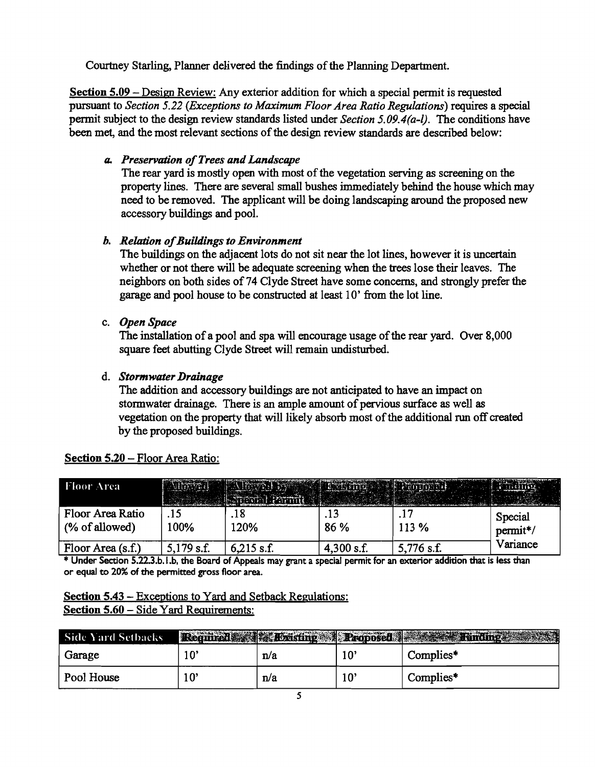Courtney Starling, Planner delivered the findings of the Planning Department.

**Section 5.09** – Design Review: Any exterior addition for which a special permit is requested pursuant to *Section 5.22 (Exceptions to Maximum Floor Area Ratio Regulations)* requires a special permit subject to the design review standards listed under *Section 5.09.4(a-l)*. The conditions have been met, and the most relevant sections of the design review standards are described below:

a. ***Preservation of Trees and Landscape***
The rear yard is mostly open with most of the vegetation serving as screening on the property lines. There are several small bushes immediately behind the house which may need to be removed. The applicant will be doing landscaping around the proposed new accessory buildings and pool.

b. ***Relation of Buildings to Environment***
The buildings on the adjacent lots do not sit near the lot lines, however it is uncertain whether or not there will be adequate screening when the trees lose their leaves. The neighbors on both sides of 74 Clyde Street have some concerns, and strongly prefer the garage and pool house to be constructed at least 10' from the lot line.

c. ***Open Space***
The installation of a pool and spa will encourage usage of the rear yard. Over 8,000 square feet abutting Clyde Street will remain undisturbed.

d. ***Stormwater Drainage***
The addition and accessory buildings are not anticipated to have an impact on stormwater drainage. There is an ample amount of pervious surface as well as vegetation on the property that will likely absorb most of the additional run off created by the proposed buildings.

**Section 5.20** – Floor Area Ratio:

| Floor Area | Allowed | Allowed by Special Permit | Existing | Proposed | Finding |
|---|---|---|---|---|---|
| Floor Area Ratio (% of allowed) | .15<br>100% | .18<br>120% | .13<br>86 % | .17<br>113 % | Special permit*/ Variance |
| Floor Area (s.f.) | 5,179 s.f. | 6,215 s.f. | 4,300 s.f. | 5,776 s.f. | |

* Under Section 5.22.3.b.1.b, the Board of Appeals may grant a special permit for an exterior addition that is less than or equal to 20% of the permitted gross floor area.

**Section 5.43** – Exceptions to Yard and Setback Regulations:
**Section 5.60** – Side Yard Requirements:

| Side Yard Setbacks | Required | Existing | Proposed | Finding |
|---|---|---|---|---|
| Garage | 10' | n/a | 10' | Complies* |
| Pool House | 10' | n/a | 10' | Complies* |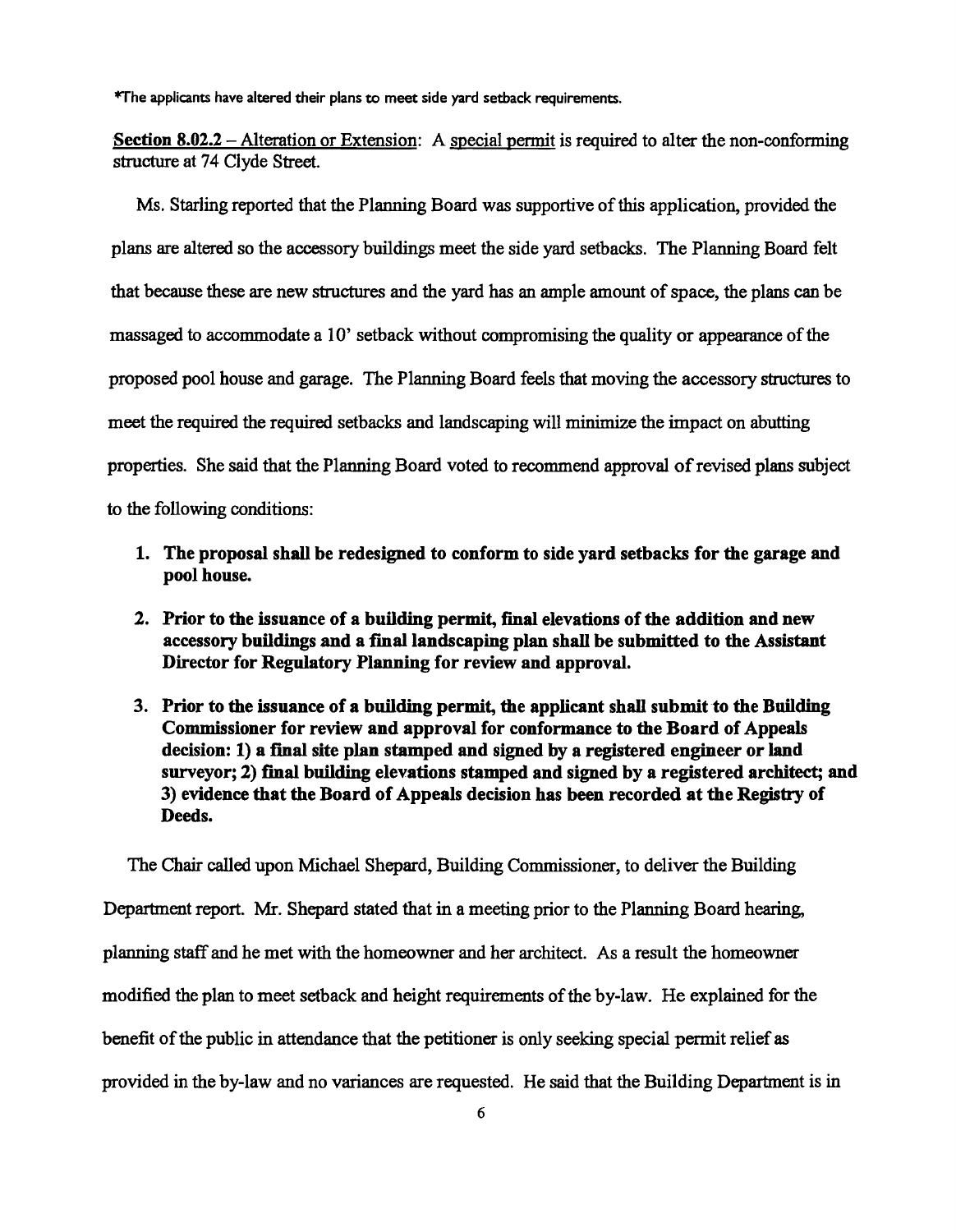*The applicants have altered their plans to meet side yard setback requirements.

**Section 8.02.2** – Alteration or Extension: A special permit is required to alter the non-conforming structure at 74 Clyde Street.

Ms. Starling reported that the Planning Board was supportive of this application, provided the plans are altered so the accessory buildings meet the side yard setbacks. The Planning Board felt that because these are new structures and the yard has an ample amount of space, the plans can be massaged to accommodate a 10' setback without compromising the quality or appearance of the proposed pool house and garage. The Planning Board feels that moving the accessory structures to meet the required the required setbacks and landscaping will minimize the impact on abutting properties. She said that the Planning Board voted to recommend approval of revised plans subject to the following conditions:

1. **The proposal shall be redesigned to conform to side yard setbacks for the garage and pool house.**
2. **Prior to the issuance of a building permit, final elevations of the addition and new accessory buildings and a final landscaping plan shall be submitted to the Assistant Director for Regulatory Planning for review and approval.**
3. **Prior to the issuance of a building permit, the applicant shall submit to the Building Commissioner for review and approval for conformance to the Board of Appeals decision: 1) a final site plan stamped and signed by a registered engineer or land surveyor; 2) final building elevations stamped and signed by a registered architect; and 3) evidence that the Board of Appeals decision has been recorded at the Registry of Deeds.**

The Chair called upon Michael Shepard, Building Commissioner, to deliver the Building Department report. Mr. Shepard stated that in a meeting prior to the Planning Board hearing, planning staff and he met with the homeowner and her architect. As a result the homeowner modified the plan to meet setback and height requirements of the by-law. He explained for the benefit of the public in attendance that the petitioner is only seeking special permit relief as provided in the by-law and no variances are requested. He said that the Building Department is in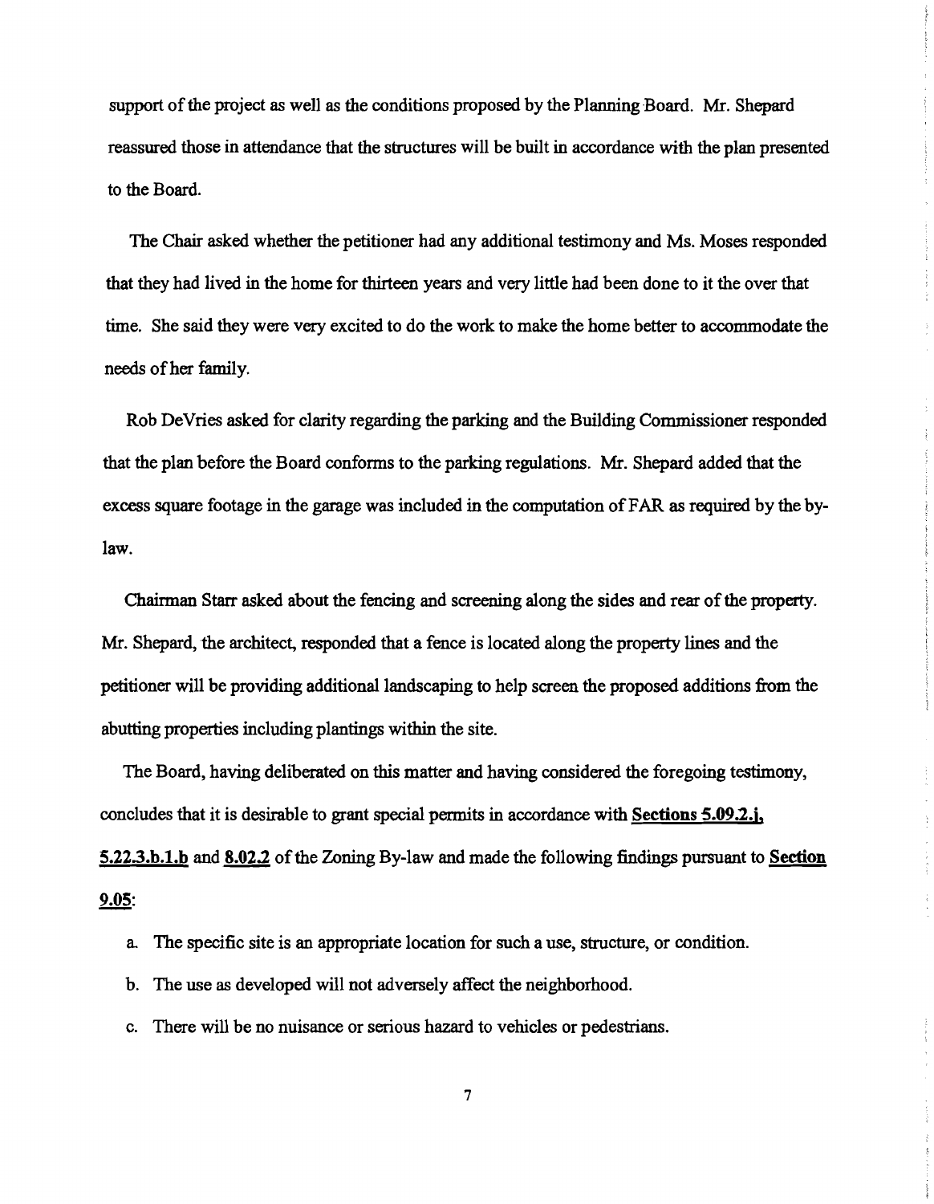support of the project as well as the conditions proposed by the Planning Board. Mr. Shepard reassured those in attendance that the structures will be built in accordance with the plan presented to the Board.

The Chair asked whether the petitioner had any additional testimony and Ms. Moses responded that they had lived in the home for thirteen years and very little had been done to it the over that time. She said they were very excited to do the work to make the home better to accommodate the needs of her family.

Rob DeVries asked for clarity regarding the parking and the Building Commissioner responded that the plan before the Board conforms to the parking regulations. Mr. Shepard added that the excess square footage in the garage was included in the computation of FAR as required by the by-law.

Chairman Starr asked about the fencing and screening along the sides and rear of the property. Mr. Shepard, the architect, responded that a fence is located along the property lines and the petitioner will be providing additional landscaping to help screen the proposed additions from the abutting properties including plantings within the site.

The Board, having deliberated on this matter and having considered the foregoing testimony, concludes that it is desirable to grant special permits in accordance with **Sections 5.09.2.j, 5.22.3.b.1.b** and **8.02.2** of the Zoning By-law and made the following findings pursuant to **Section 9.05**:

a. The specific site is an appropriate location for such a use, structure, or condition.

b. The use as developed will not adversely affect the neighborhood.

c. There will be no nuisance or serious hazard to vehicles or pedestrians.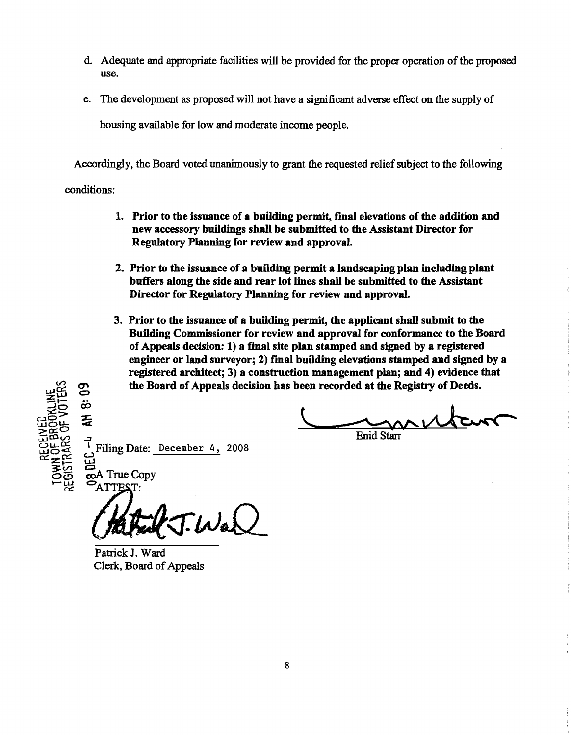d. Adequate and appropriate facilities will be provided for the proper operation of the proposed use.

e. The development as proposed will not have a significant adverse effect on the supply of housing available for low and moderate income people.

Accordingly, the Board voted unanimously to grant the requested relief subject to the following conditions:

1. **Prior to the issuance of a building permit, final elevations of the addition and new accessory buildings shall be submitted to the Assistant Director for Regulatory Planning for review and approval.**

2. **Prior to the issuance of a building permit a landscaping plan including plant buffers along the side and rear lot lines shall be submitted to the Assistant Director for Regulatory Planning for review and approval.**

3. **Prior to the issuance of a building permit, the applicant shall submit to the Building Commissioner for review and approval for conformance to the Board of Appeals decision: 1) a final site plan stamped and signed by a registered engineer or land surveyor; 2) final building elevations stamped and signed by a registered architect; 3) a construction management plan; and 4) evidence that the Board of Appeals decision has been recorded at the Registry of Deeds.**

RECEIVED
TOWN OF BROOKLINE
REGISTRARS OF VOTERS
08 DEC -4 AM 8:09

Enid Starr

Filing Date: December 4, 2008

A True Copy
ATTEST:

Patrick J. Ward
Clerk, Board of Appeals